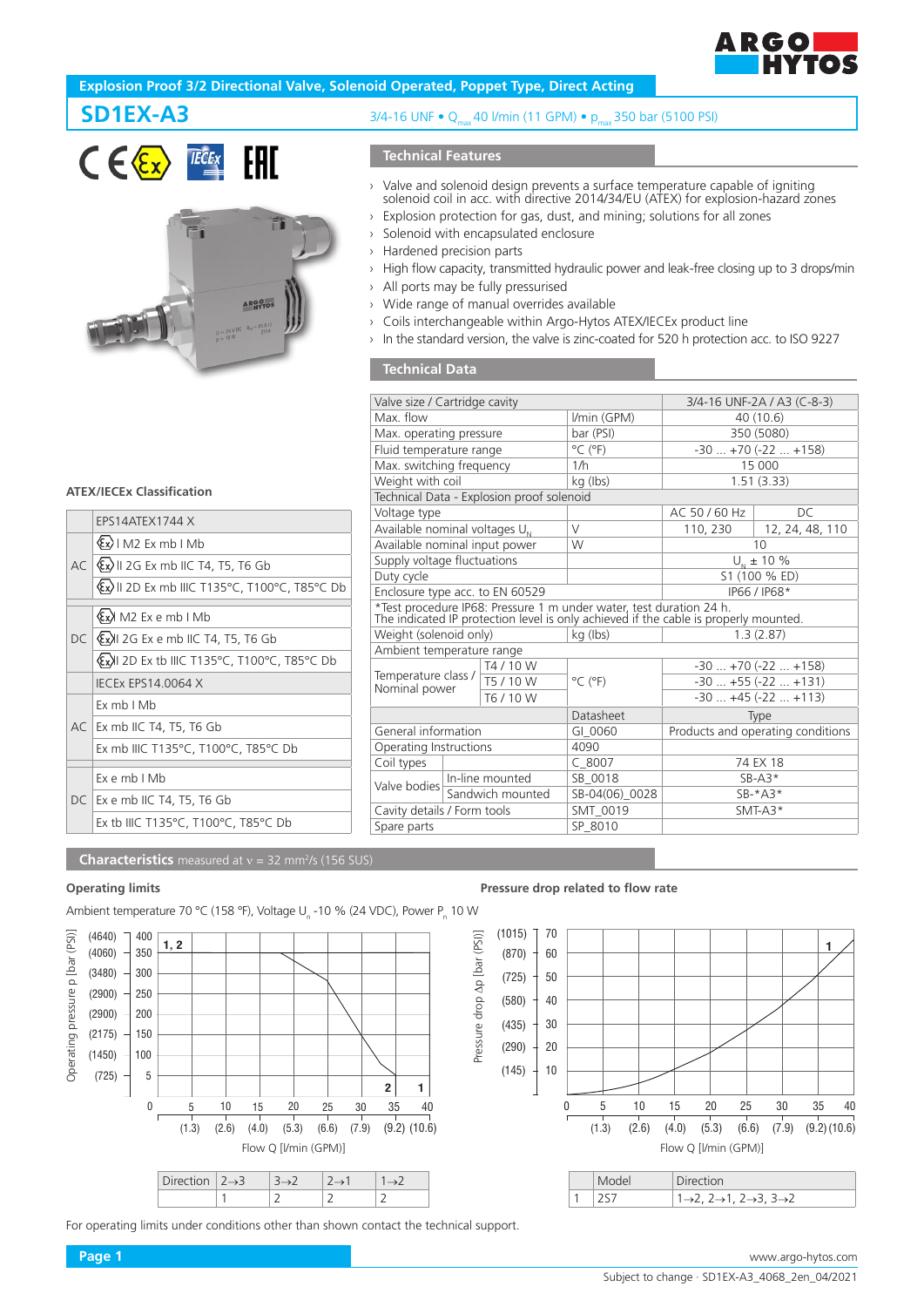# Explosion Proof 3/2 Directional Valve, Solenoid Operated, Poppet Type, Direct Acting

## SD1EX-A3

3/4-16 UNF • $Q_{max}$ 40 l/min (11 GPM) • $p_{max}$ 350 bar (5100 PSI)

### Technical Features

- Valve and solenoid design prevents a surface temperature capable of igniting solenoid coil in acc. with directive 2014/34/EU (ATEX) for explosion-hazard zones
- Explosion protection for gas, dust, and mining; solutions for all zones
- Solenoid with encapsulated enclosure
- Hardened precision parts
- High flow capacity, transmitted hydraulic power and leak-free closing up to 3 drops/min
- All ports may be fully pressurised
- Wide range of manual overrides available
- Coils interchangeable within Argo-Hytos ATEX/IECEx product line
- In the standard version, the valve is zinc-coated for 520 h protection acc. to ISO 9227

### ATEX/IECEx Classification

| | |
|---|---|
| | EPS14ATEX1744 X |
| AC | Ex I M2 Ex mb I Mb |
| | Ex II 2G Ex mb IIC T4, T5, T6 Gb |
| | Ex II 2D Ex mb IIIC T135°C, T100°C, T85°C Db |
| DC | Ex M2 Ex e mb I Mb |
| | Ex II 2G Ex e mb IIC T4, T5, T6 Gb |
| | Ex II 2D Ex tb IIIC T135°C, T100°C, T85°C Db |
| | IECEx EPS14.0064 X |
| AC | Ex mb I Mb |
| | Ex mb IIC T4, T5, T6 Gb |
| | Ex mb IIIC T135°C, T100°C, T85°C Db |
| DC | Ex e mb I Mb |
| | Ex e mb IIC T4, T5, T6 Gb |
| | Ex tb IIIC T135°C, T100°C, T85°C Db |

### Technical Data

| Valve size / Cartridge cavity | | | 3/4-16 UNF-2A / A3 (C-8-3) | |
|---|---|---|---|---|
| Max. flow | | l/min (GPM) | 40 (10.6) | |
| Max. operating pressure | | bar (PSI) | 350 (5080) | |
| Fluid temperature range | | °C (°F) | -30 ... +70 (-22 ... +158) | |
| Max. switching frequency | | 1/h | 15 000 | |
| Weight with coil | | kg (lbs) | 1.51 (3.33) | |
| **Technical Data - Explosion proof solenoid** | | | | |
| Voltage type | | | AC 50 / 60 Hz | DC |
| Available nominal voltages $U_N$ | | V | 110, 230 | 12, 24, 48, 110 |
| Available nominal input power | | W | 10 | |
| Supply voltage fluctuations | | | $U_N$ ± 10 % | |
| Duty cycle | | | S1 (100 % ED) | |
| Enclosure type acc. to EN 60529 | | | IP66 / IP68* | |
| *Test procedure IP68: Pressure 1 m under water, test duration 24 h. The indicated IP protection level is only achieved if the cable is properly mounted. | | | | |
| Weight (solenoid only) | | kg (lbs) | 1.3 (2.87) | |
| Ambient temperature range | | | | |
| Temperature class / Nominal power | T4 / 10 W | °C (°F) | -30 ... +70 (-22 ... +158) | |
| | T5 / 10 W | | -30 ... +55 (-22 ... +131) | |
| | T6 / 10 W | | -30 ... +45 (-22 ... +113) | |
| | | Datasheet | Type | |
| General information | | GI_0060 | Products and operating conditions | |
| Operating Instructions | | 4090 | | |
| Coil types | | C_8007 | 74 EX 18 | |
| Valve bodies | In-line mounted | SB_0018 | SB-A3* | |
| | Sandwich mounted | SB-04(06)_0028 | SB-*A3* | |
| Cavity details / Form tools | | SMT_0019 | SMT-A3* | |
| Spare parts | | SP_8010 | | |

### Characteristics measured at ν = 32 mm²/s (156 SUS)

#### Operating limits

Ambient temperature 70 °C (158 °F), Voltage $U_n$ -10 % (24 VDC), Power $P_n$ 10 W

| Direction | 2→3 | 3→2 | 2→1 | 1→2 |
|---|---|---|---|---|
| | 1 | 2 | 2 | 2 |

#### Pressure drop related to flow rate

| | Model | Direction |
|---|---|---|
| 1 | 2S7 | 1→2, 2→1, 2→3, 3→2 |

For operating limits under conditions other than shown contact the technical support.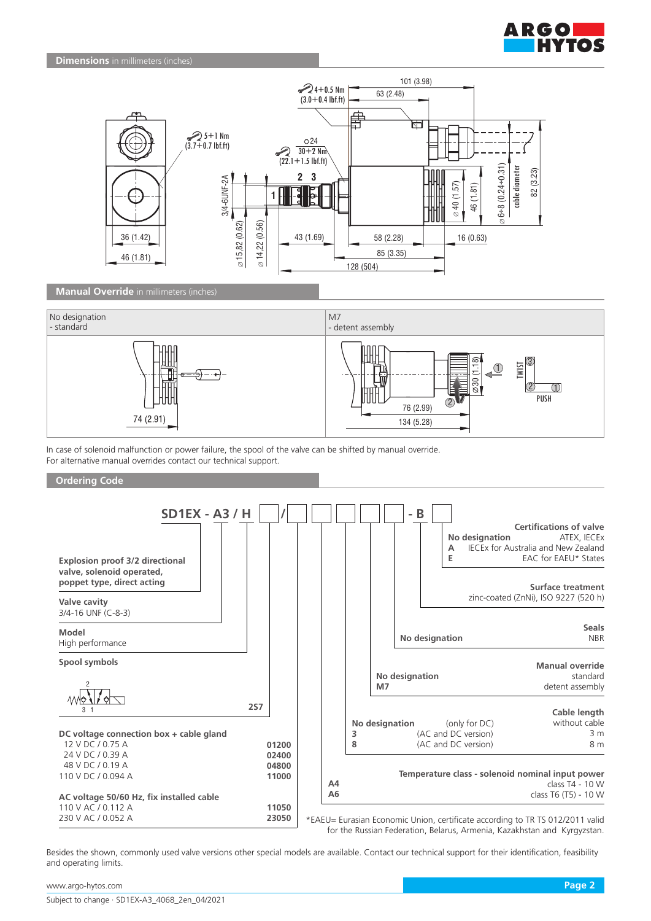## Dimensions in millimeters (inches)

## Manual Override in millimeters (inches)

| No designation - standard | M7 - detent assembly |
|---|---|

In case of solenoid malfunction or power failure, the spool of the valve can be shifted by manual override.
For alternative manual overrides contact our technical support.

## Ordering Code

**SD1EX - A3 / H** ☐ / ☐ ☐ ☐ ☐ ☐ **- B** ☐

**Explosion proof 3/2 directional valve, solenoid operated, poppet type, direct acting**

**Valve cavity**
3/4-16 UNF (C-8-3)

**Model**
High performance

**Spool symbols**

| | |
|---|---|
| | 2S7 |

**DC voltage connection box + cable gland**

| | |
|---|---|
| 12 V DC / 0.75 A | 01200 |
| 24 V DC / 0.39 A | 02400 |
| 48 V DC / 0.19 A | 04800 |
| 110 V DC / 0.094 A | 11000 |

**AC voltage 50/60 Hz, fix installed cable**

| | |
|---|---|
| 110 V AC / 0.112 A | 11050 |
| 230 V AC / 0.052 A | 23050 |

**Certifications of valve**

| | |
|---|---|
| **No designation** | ATEX, IECEx |
| **A** | IECEx for Australia and New Zealand |
| **E** | EAC for EAEU* States |

**Surface treatment**
zinc-coated (ZnNi), ISO 9227 (520 h)

**Seals**

| | |
|---|---|
| **No designation** | NBR |

**Manual override**

| | |
|---|---|
| **No designation** | standard |
| **M7** | detent assembly |

**Cable length**

| | | |
|---|---|---|
| **No designation** | (only for DC) | without cable |
| **3** | (AC and DC version) | 3 m |
| **8** | (AC and DC version) | 8 m |

**Temperature class - solenoid nominal input power**

| | |
|---|---|
| **A4** | class T4 - 10 W |
| **A6** | class T6 (T5) - 10 W |

*EAEU= Eurasian Economic Union, certificate according to TR TS 012/2011 valid for the Russian Federation, Belarus, Armenia, Kazakhstan and Kyrgyzstan.

Besides the shown, commonly used valve versions other special models are available. Contact our technical support for their identification, feasibility and operating limits.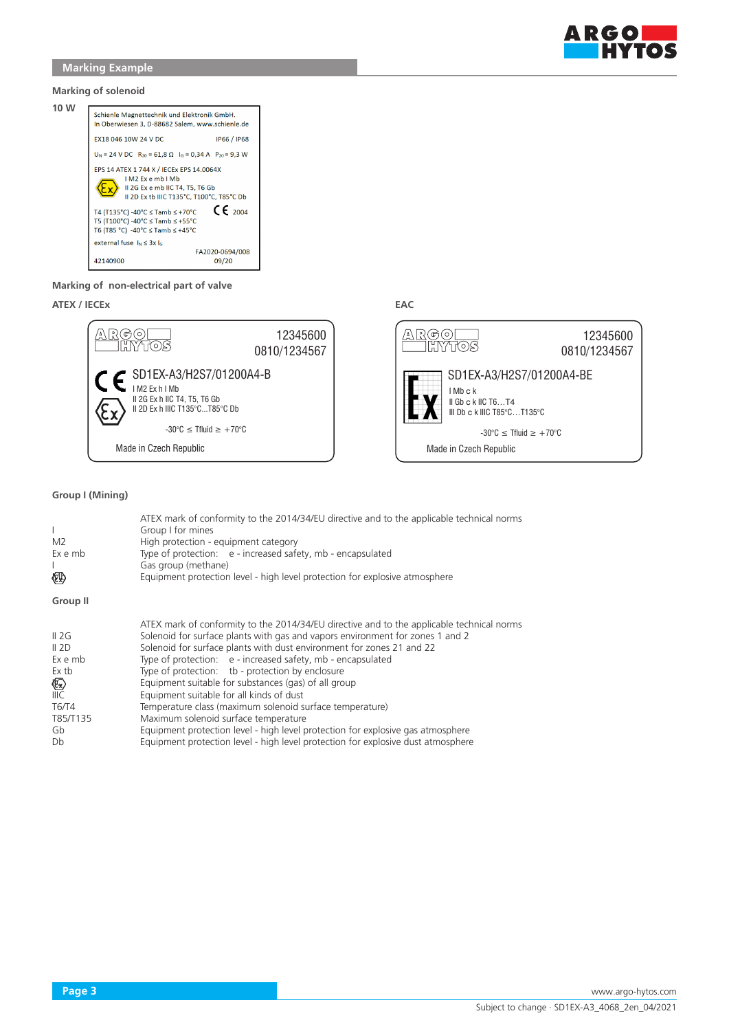## Marking Example

### Marking of solenoid

**10 W**

Schienle Magnettechnik und Elektronik GmbH.
In Oberwiesen 3, D-88682 Salem, www.schienle.de

EX18 046 10W 24 V DC IP66 / IP68

$U_N$ = 24 V DC $R_{20}$ = 61,8 Ω $I_G$ = 0,34 A $P_{20}$ = 9,3 W

EPS 14 ATEX 1 744 X / IECEx EPS 14.0064X
I M2 Ex e mb I Mb
II 2G Ex e mb IIC T4, T5, T6 Gb
II 2D Ex tb IIIC T135°C, T100°C, T85°C Db

T4 (T135°C) -40°C ≤ Tamb ≤ +70°C CE 2004
T5 (T100°C) -40°C ≤ Tamb ≤ +55°C
T6 (T85 °C) -40°C ≤ Tamb ≤ +45°C

external fuse $I_N$ ≤ 3x $I_G$

FA2020-0694/008
42140900 09/20

### Marking of non-electrical part of valve

**ATEX / IECEx**

ARGO HYTOS 12345600
0810/1234567

CE SD1EX-A3/H2S7/01200A4-B
I M2 Ex h I Mb
II 2G Ex h IIC T4, T5, T6 Gb
II 2D Ex h IIIC T135°C...T85°C Db

-30°C ≤ Tfluid ≥ +70°C

Made in Czech Republic

**EAC**

ARGO HYTOS 12345600
0810/1234567

SD1EX-A3/H2S7/01200A4-BE
I Mb c k
II Gb c k IIC T6…T4
III Db c k IIIC T85°C…T135°C

-30°C ≤ Tfluid ≥ +70°C

Made in Czech Republic

### Group I (Mining)

| | |
|---|---|
| | ATEX mark of conformity to the 2014/34/EU directive and to the applicable technical norms |
| I | Group I for mines |
| M2 | High protection - equipment category |
| Ex e mb | Type of protection: e - increased safety, mb - encapsulated |
| I | Gas group (methane) |
| Mb | Equipment protection level - high level protection for explosive atmosphere |

### Group II

| | |
|---|---|
| | ATEX mark of conformity to the 2014/34/EU directive and to the applicable technical norms |
| II 2G | Solenoid for surface plants with gas and vapors environment for zones 1 and 2 |
| II 2D | Solenoid for surface plants with dust environment for zones 21 and 22 |
| Ex e mb | Type of protection: e - increased safety, mb - encapsulated |
| Ex tb | Type of protection: tb - protection by enclosure |
| IIC | Equipment suitable for substances (gas) of all group |
| IIIC | Equipment suitable for all kinds of dust |
| T6/T4 | Temperature class (maximum solenoid surface temperature) |
| T85/T135 | Maximum solenoid surface temperature |
| Gb | Equipment protection level - high level protection for explosive gas atmosphere |
| Db | Equipment protection level - high level protection for explosive dust atmosphere |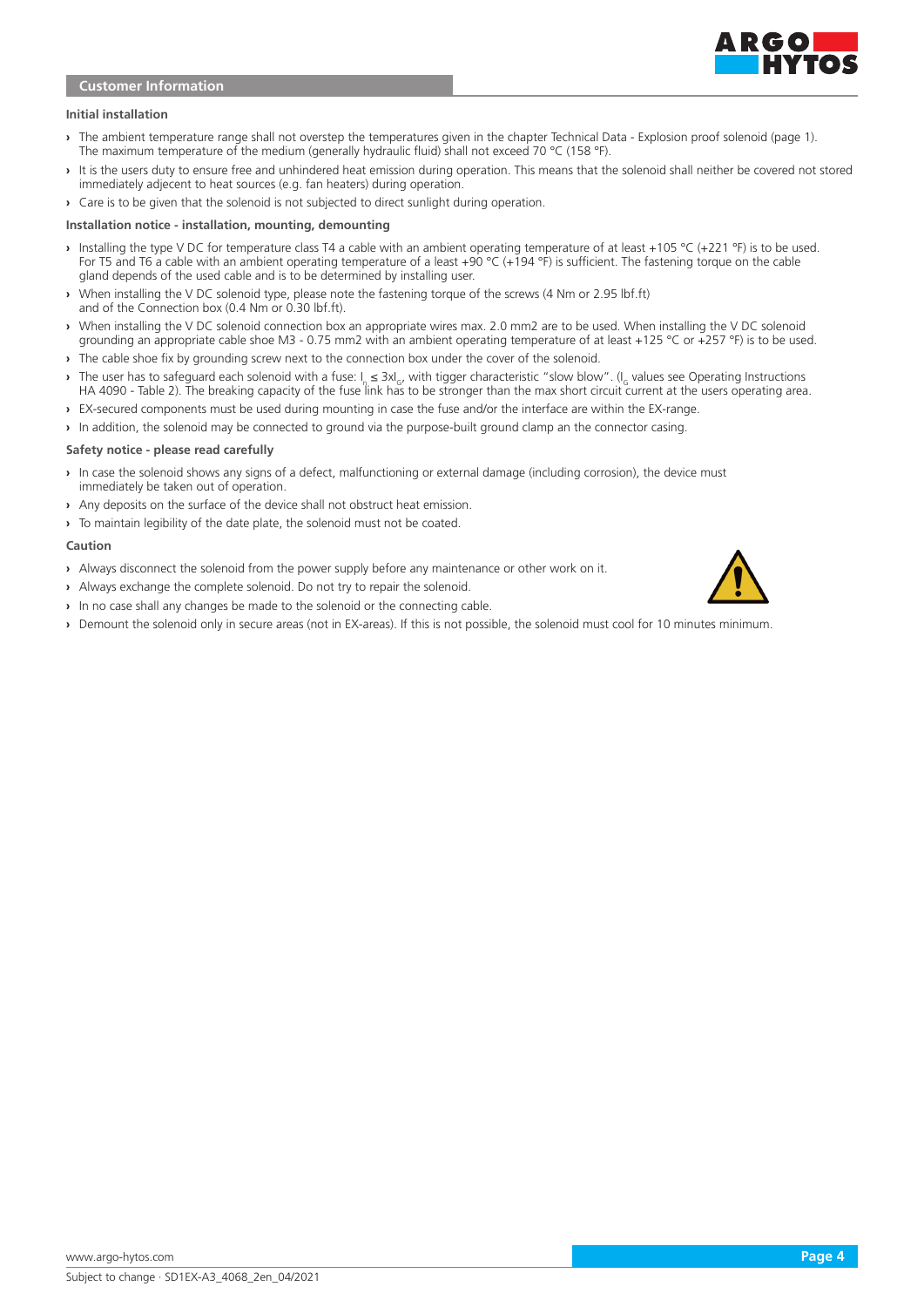## Customer Information

### Initial installation

- The ambient temperature range shall not overstep the temperatures given in the chapter Technical Data - Explosion proof solenoid (page 1). The maximum temperature of the medium (generally hydraulic fluid) shall not exceed 70 °C (158 °F).
- It is the users duty to ensure free and unhindered heat emission during operation. This means that the solenoid shall neither be covered not stored immediately adjecent to heat sources (e.g. fan heaters) during operation.
- Care is to be given that the solenoid is not subjected to direct sunlight during operation.

### Installation notice - installation, mounting, demounting

- Installing the type V DC for temperature class T4 a cable with an ambient operating temperature of at least +105 °C (+221 °F) is to be used. For T5 and T6 a cable with an ambient operating temperature of a least +90 °C (+194 °F) is sufficient. The fastening torque on the cable gland depends of the used cable and is to be determined by installing user.
- When installing the V DC solenoid type, please note the fastening torque of the screws (4 Nm or 2.95 lbf.ft) and of the Connection box (0.4 Nm or 0.30 lbf.ft).
- When installing the V DC solenoid connection box an appropriate wires max. 2.0 mm2 are to be used. When installing the V DC solenoid grounding an appropriate cable shoe M3 - 0.75 mm2 with an ambient operating temperature of at least +125 °C or +257 °F) is to be used.
- The cable shoe fix by grounding screw next to the connection box under the cover of the solenoid.
- The user has to safeguard each solenoid with a fuse: $I_f \leq 3xI_G$, with tigger characteristic "slow blow". ($I_G$ values see Operating Instructions HA 4090 - Table 2). The breaking capacity of the fuse link has to be stronger than the max short circuit current at the users operating area.
- EX-secured components must be used during mounting in case the fuse and/or the interface are within the EX-range.
- In addition, the solenoid may be connected to ground via the purpose-built ground clamp an the connector casing.

### Safety notice - please read carefully

- In case the solenoid shows any signs of a defect, malfunctioning or external damage (including corrosion), the device must immediately be taken out of operation.
- Any deposits on the surface of the device shall not obstruct heat emission.
- To maintain legibility of the date plate, the solenoid must not be coated.

### Caution

- Always disconnect the solenoid from the power supply before any maintenance or other work on it.
- Always exchange the complete solenoid. Do not try to repair the solenoid.
- In no case shall any changes be made to the solenoid or the connecting cable.
- Demount the solenoid only in secure areas (not in EX-areas). If this is not possible, the solenoid must cool for 10 minutes minimum.